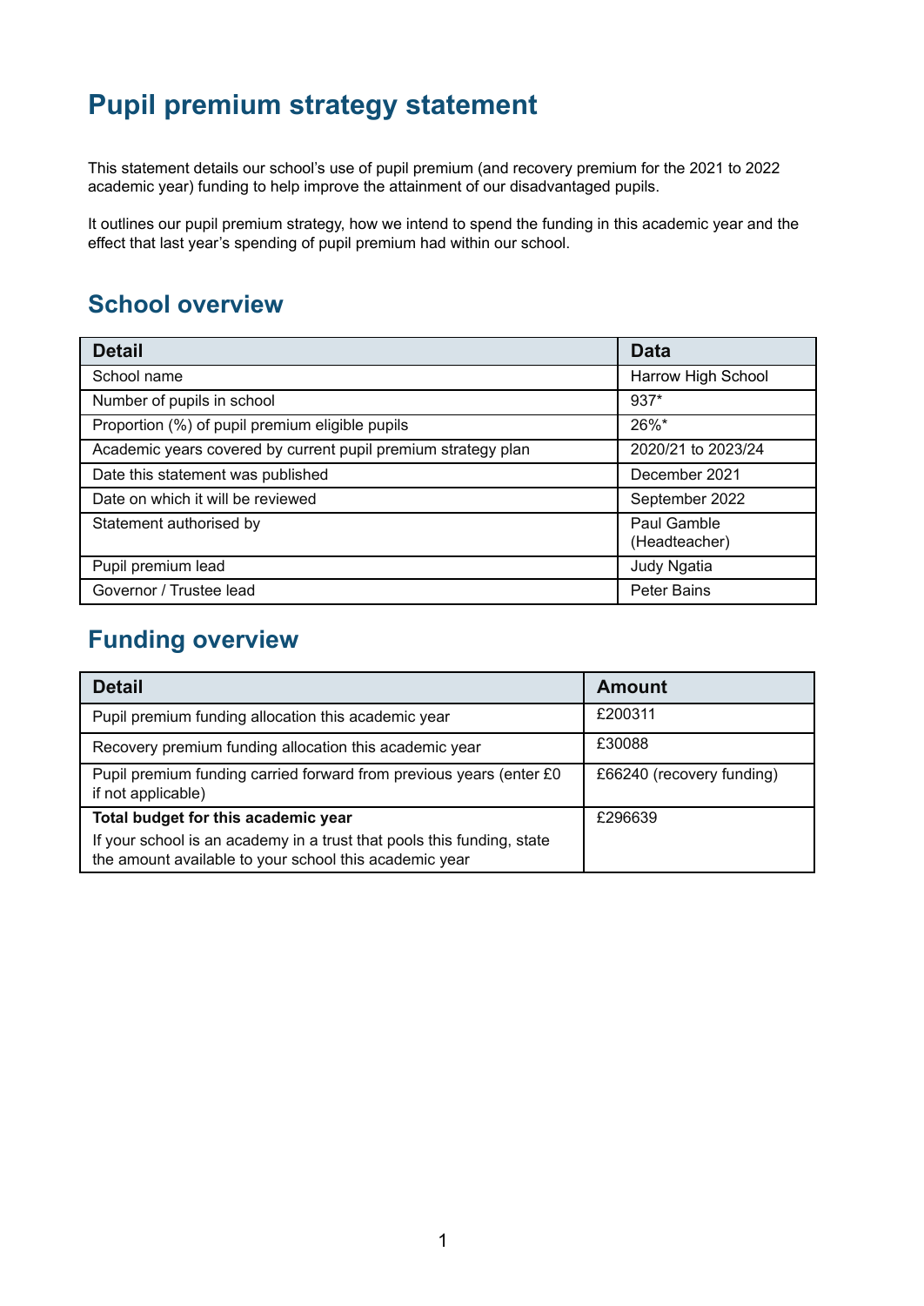# Pupil premium strategy statement

This statement details our school's use of pupil premium (and recovery premium for the 2021 to 2022 academic year) funding to help improve the attainment of our disadvantaged pupils.

It outlines our pupil premium strategy, how we intend to spend the funding in this academic year and the effect that last year's spending of pupil premium had within our school.

## School overview

| Detail | Data |
|---|---|
| School name | Harrow High School |
| Number of pupils in school | 937* |
| Proportion (%) of pupil premium eligible pupils | 26%* |
| Academic years covered by current pupil premium strategy plan | 2020/21 to 2023/24 |
| Date this statement was published | December 2021 |
| Date on which it will be reviewed | September 2022 |
| Statement authorised by | Paul Gamble (Headteacher) |
| Pupil premium lead | Judy Ngatia |
| Governor / Trustee lead | Peter Bains |

## Funding overview

| Detail | Amount |
|---|---|
| Pupil premium funding allocation this academic year | £200311 |
| Recovery premium funding allocation this academic year | £30088 |
| Pupil premium funding carried forward from previous years (enter £0 if not applicable) | £66240 (recovery funding) |
| **Total budget for this academic year**<br>If your school is an academy in a trust that pools this funding, state the amount available to your school this academic year | £296639 |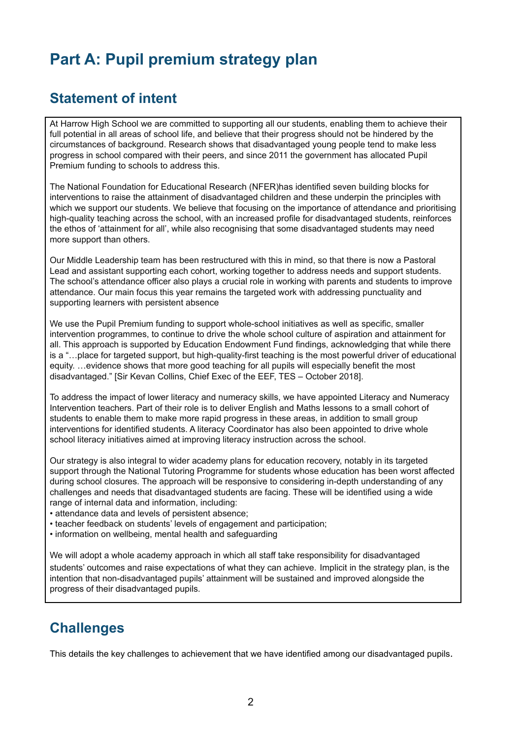# Part A: Pupil premium strategy plan

## Statement of intent

At Harrow High School we are committed to supporting all our students, enabling them to achieve their full potential in all areas of school life, and believe that their progress should not be hindered by the circumstances of background. Research shows that disadvantaged young people tend to make less progress in school compared with their peers, and since 2011 the government has allocated Pupil Premium funding to schools to address this.

The National Foundation for Educational Research (NFER)has identified seven building blocks for interventions to raise the attainment of disadvantaged children and these underpin the principles with which we support our students. We believe that focusing on the importance of attendance and prioritising high-quality teaching across the school, with an increased profile for disadvantaged students, reinforces the ethos of 'attainment for all', while also recognising that some disadvantaged students may need more support than others.

Our Middle Leadership team has been restructured with this in mind, so that there is now a Pastoral Lead and assistant supporting each cohort, working together to address needs and support students. The school's attendance officer also plays a crucial role in working with parents and students to improve attendance. Our main focus this year remains the targeted work with addressing punctuality and supporting learners with persistent absence

We use the Pupil Premium funding to support whole-school initiatives as well as specific, smaller intervention programmes, to continue to drive the whole school culture of aspiration and attainment for all. This approach is supported by Education Endowment Fund findings, acknowledging that while there is a "…place for targeted support, but high-quality-first teaching is the most powerful driver of educational equity. …evidence shows that more good teaching for all pupils will especially benefit the most disadvantaged." [Sir Kevan Collins, Chief Exec of the EEF, TES – October 2018].

To address the impact of lower literacy and numeracy skills, we have appointed Literacy and Numeracy Intervention teachers. Part of their role is to deliver English and Maths lessons to a small cohort of students to enable them to make more rapid progress in these areas, in addition to small group interventions for identified students. A literacy Coordinator has also been appointed to drive whole school literacy initiatives aimed at improving literacy instruction across the school.

Our strategy is also integral to wider academy plans for education recovery, notably in its targeted support through the National Tutoring Programme for students whose education has been worst affected during school closures. The approach will be responsive to considering in-depth understanding of any challenges and needs that disadvantaged students are facing. These will be identified using a wide range of internal data and information, including:

- attendance data and levels of persistent absence;
- teacher feedback on students' levels of engagement and participation;
- information on wellbeing, mental health and safeguarding

We will adopt a whole academy approach in which all staff take responsibility for disadvantaged students' outcomes and raise expectations of what they can achieve. Implicit in the strategy plan, is the intention that non-disadvantaged pupils' attainment will be sustained and improved alongside the progress of their disadvantaged pupils.

## Challenges

This details the key challenges to achievement that we have identified among our disadvantaged pupils.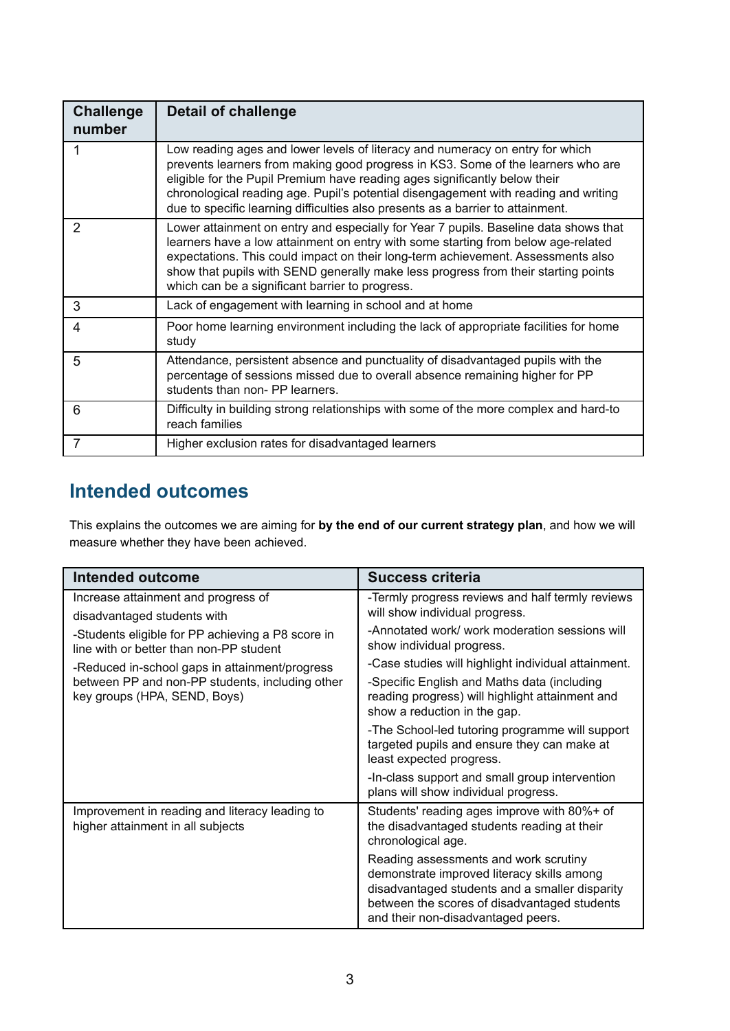| Challenge number | Detail of challenge |
| --- | --- |
| 1 | Low reading ages and lower levels of literacy and numeracy on entry for which prevents learners from making good progress in KS3. Some of the learners who are eligible for the Pupil Premium have reading ages significantly below their chronological reading age. Pupil's potential disengagement with reading and writing due to specific learning difficulties also presents as a barrier to attainment. |
| 2 | Lower attainment on entry and especially for Year 7 pupils. Baseline data shows that learners have a low attainment on entry with some starting from below age-related expectations. This could impact on their long-term achievement. Assessments also show that pupils with SEND generally make less progress from their starting points which can be a significant barrier to progress. |
| 3 | Lack of engagement with learning in school and at home |
| 4 | Poor home learning environment including the lack of appropriate facilities for home study |
| 5 | Attendance, persistent absence and punctuality of disadvantaged pupils with the percentage of sessions missed due to overall absence remaining higher for PP students than non- PP learners. |
| 6 | Difficulty in building strong relationships with some of the more complex and hard-to reach families |
| 7 | Higher exclusion rates for disadvantaged learners |

## Intended outcomes

This explains the outcomes we are aiming for **by the end of our current strategy plan**, and how we will measure whether they have been achieved.

| Intended outcome | Success criteria |
| --- | --- |
| Increase attainment and progress of disadvantaged students with<br><br>-Students eligible for PP achieving a P8 score in line with or better than non-PP student<br><br>-Reduced in-school gaps in attainment/progress between PP and non-PP students, including other key groups (HPA, SEND, Boys) | -Termly progress reviews and half termly reviews will show individual progress.<br><br>-Annotated work/ work moderation sessions will show individual progress.<br><br>-Case studies will highlight individual attainment.<br><br>-Specific English and Maths data (including reading progress) will highlight attainment and show a reduction in the gap.<br><br>-The School-led tutoring programme will support targeted pupils and ensure they can make at least expected progress.<br><br>-In-class support and small group intervention plans will show individual progress. |
| Improvement in reading and literacy leading to higher attainment in all subjects | Students' reading ages improve with 80%+ of the disadvantaged students reading at their chronological age.<br><br>Reading assessments and work scrutiny demonstrate improved literacy skills among disadvantaged students and a smaller disparity between the scores of disadvantaged students and their non-disadvantaged peers. |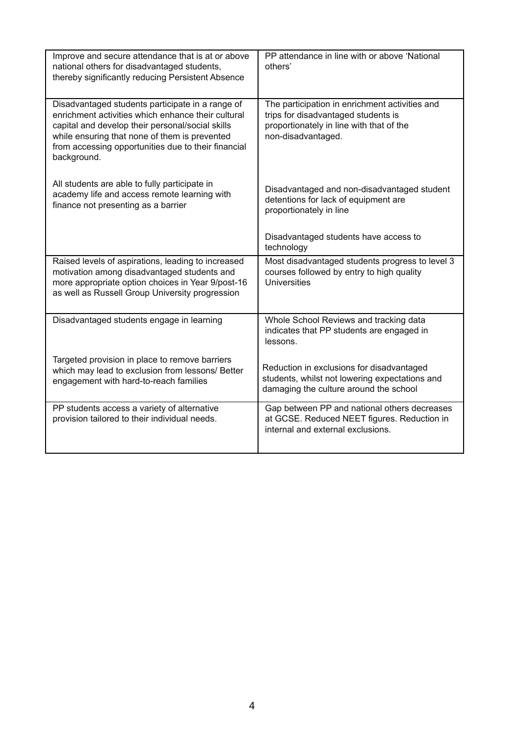| | |
|---|---|
| Improve and secure attendance that is at or above national others for disadvantaged students, thereby significantly reducing Persistent Absence | PP attendance in line with or above 'National others' |
| Disadvantaged students participate in a range of enrichment activities which enhance their cultural capital and develop their personal/social skills while ensuring that none of them is prevented from accessing opportunities due to their financial background.<br><br>All students are able to fully participate in academy life and access remote learning with finance not presenting as a barrier | The participation in enrichment activities and trips for disadvantaged students is proportionately in line with that of the non-disadvantaged.<br><br>Disadvantaged and non-disadvantaged student detentions for lack of equipment are proportionately in line<br><br>Disadvantaged students have access to technology |
| Raised levels of aspirations, leading to increased motivation among disadvantaged students and more appropriate option choices in Year 9/post-16 as well as Russell Group University progression | Most disadvantaged students progress to level 3 courses followed by entry to high quality Universities |
| Disadvantaged students engage in learning<br><br>Targeted provision in place to remove barriers which may lead to exclusion from lessons/ Better engagement with hard-to-reach families | Whole School Reviews and tracking data indicates that PP students are engaged in lessons.<br><br>Reduction in exclusions for disadvantaged students, whilst not lowering expectations and damaging the culture around the school |
| PP students access a variety of alternative provision tailored to their individual needs. | Gap between PP and national others decreases at GCSE. Reduced NEET figures. Reduction in internal and external exclusions. |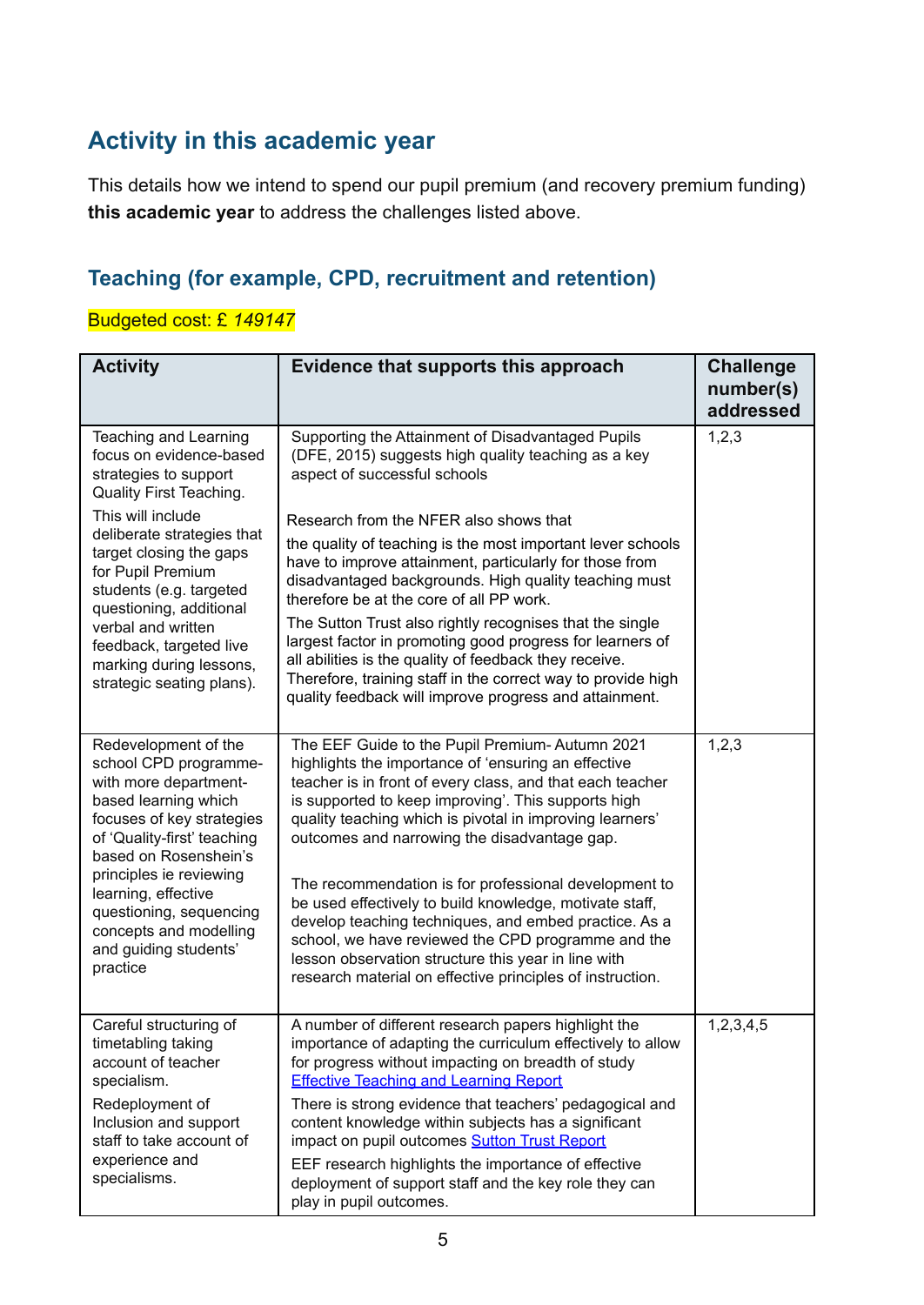## Activity in this academic year

This details how we intend to spend our pupil premium (and recovery premium funding) **this academic year** to address the challenges listed above.

### Teaching (for example, CPD, recruitment and retention)

Budgeted cost: £ *149147*

| Activity | Evidence that supports this approach | Challenge number(s) addressed |
|---|---|---|
| Teaching and Learning focus on evidence-based strategies to support Quality First Teaching.<br><br>This will include deliberate strategies that target closing the gaps for Pupil Premium students (e.g. targeted questioning, additional verbal and written feedback, targeted live marking during lessons, strategic seating plans). | Supporting the Attainment of Disadvantaged Pupils (DFE, 2015) suggests high quality teaching as a key aspect of successful schools<br><br>Research from the NFER also shows that<br><br>the quality of teaching is the most important lever schools have to improve attainment, particularly for those from disadvantaged backgrounds. High quality teaching must therefore be at the core of all PP work.<br><br>The Sutton Trust also rightly recognises that the single largest factor in promoting good progress for learners of all abilities is the quality of feedback they receive. Therefore, training staff in the correct way to provide high quality feedback will improve progress and attainment. | 1,2,3 |
| Redevelopment of the school CPD programme- with more department-based learning which focuses of key strategies of 'Quality-first' teaching based on Rosenshein's principles ie reviewing learning, effective questioning, sequencing concepts and modelling and guiding students' practice | The EEF Guide to the Pupil Premium- Autumn 2021 highlights the importance of 'ensuring an effective teacher is in front of every class, and that each teacher is supported to keep improving'. This supports high quality teaching which is pivotal in improving learners' outcomes and narrowing the disadvantage gap.<br><br>The recommendation is for professional development to be used effectively to build knowledge, motivate staff, develop teaching techniques, and embed practice. As a school, we have reviewed the CPD programme and the lesson observation structure this year in line with research material on effective principles of instruction. | 1,2,3 |
| Careful structuring of timetabling taking account of teacher specialism.<br><br>Redeployment of Inclusion and support staff to take account of experience and specialisms. | A number of different research papers highlight the importance of adapting the curriculum effectively to allow for progress without impacting on breadth of study [Effective Teaching and Learning Report]<br><br>There is strong evidence that teachers' pedagogical and content knowledge within subjects has a significant impact on pupil outcomes [Sutton Trust Report]<br><br>EEF research highlights the importance of effective deployment of support staff and the key role they can play in pupil outcomes. | 1,2,3,4,5 |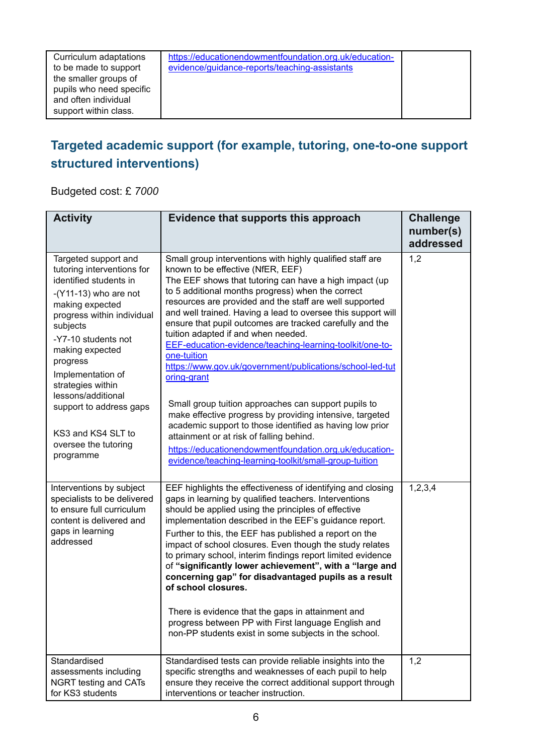| Curriculum adaptations to be made to support the smaller groups of pupils who need specific and often individual support within class. | https://educationendowmentfoundation.org.uk/education-evidence/guidance-reports/teaching-assistants | |
|---|---|---|

## Targeted academic support (for example, tutoring, one-to-one support structured interventions)

Budgeted cost: £ *7000*

| Activity | Evidence that supports this approach | Challenge number(s) addressed |
|---|---|---|
| Targeted support and tutoring interventions for identified students in<br>-(Y11-13) who are not making expected progress within individual subjects<br>-Y7-10 students not making expected progress<br>Implementation of strategies within lessons/additional support to address gaps<br><br>KS3 and KS4 SLT to oversee the tutoring programme | Small group interventions with highly qualified staff are known to be effective (NfER, EEF)<br>The EEF shows that tutoring can have a high impact (up to 5 additional months progress) when the correct resources are provided and the staff are well supported and well trained. Having a lead to oversee this support will ensure that pupil outcomes are tracked carefully and the tuition adapted if and when needed.<br>EEF-education-evidence/teaching-learning-toolkit/one-to-one-tuition<br>https://www.gov.uk/government/publications/school-led-tutoring-grant<br><br>Small group tuition approaches can support pupils to make effective progress by providing intensive, targeted academic support to those identified as having low prior attainment or at risk of falling behind.<br>https://educationendowmentfoundation.org.uk/education-evidence/teaching-learning-toolkit/small-group-tuition | 1,2 |
| Interventions by subject specialists to be delivered to ensure full curriculum content is delivered and gaps in learning addressed | EEF highlights the effectiveness of identifying and closing gaps in learning by qualified teachers. Interventions should be applied using the principles of effective implementation described in the EEF's guidance report.<br>Further to this, the EEF has published a report on the impact of school closures. Even though the study relates to primary school, interim findings report limited evidence of **"significantly lower achievement", with a "large and concerning gap" for disadvantaged pupils as a result of school closures.**<br><br>There is evidence that the gaps in attainment and progress between PP with First language English and non-PP students exist in some subjects in the school. | 1,2,3,4 |
| Standardised assessments including NGRT testing and CATs for KS3 students | Standardised tests can provide reliable insights into the specific strengths and weaknesses of each pupil to help ensure they receive the correct additional support through interventions or teacher instruction. | 1,2 |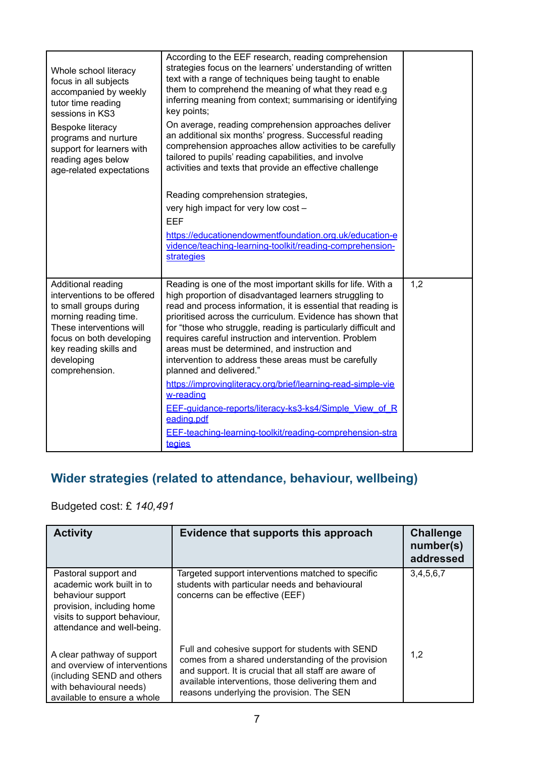| | | |
|---|---|---|
| Whole school literacy focus in all subjects accompanied by weekly tutor time reading sessions in KS3<br><br>Bespoke literacy programs and nurture support for learners with reading ages below age-related expectations | According to the EEF research, reading comprehension strategies focus on the learners' understanding of written text with a range of techniques being taught to enable them to comprehend the meaning of what they read e.g inferring meaning from context; summarising or identifying key points;<br><br>On average, reading comprehension approaches deliver an additional six months' progress. Successful reading comprehension approaches allow activities to be carefully tailored to pupils' reading capabilities, and involve activities and texts that provide an effective challenge<br><br>Reading comprehension strategies,<br><br>very high impact for very low cost –<br><br>EEF<br><br>[https://educationendowmentfoundation.org.uk/education-evidence/teaching-learning-toolkit/reading-comprehension-strategies](https://educationendowmentfoundation.org.uk/education-evidence/teaching-learning-toolkit/reading-comprehension-strategies) | |
| Additional reading interventions to be offered to small groups during morning reading time. These interventions will focus on both developing key reading skills and developing comprehension. | Reading is one of the most important skills for life. With a high proportion of disadvantaged learners struggling to read and process information, it is essential that reading is prioritised across the curriculum. Evidence has shown that for "those who struggle, reading is particularly difficult and requires careful instruction and intervention. Problem areas must be determined, and instruction and intervention to address these areas must be carefully planned and delivered."<br><br>[https://improvingliteracy.org/brief/learning-read-simple-view-reading](https://improvingliteracy.org/brief/learning-read-simple-view-reading)<br><br>EEF-guidance-reports/literacy-ks3-ks4/Simple_View_of_Reading.pdf<br><br>EEF-teaching-learning-toolkit/reading-comprehension-strategies | 1,2 |

## Wider strategies (related to attendance, behaviour, wellbeing)

Budgeted cost: £ *140,491*

| Activity | Evidence that supports this approach | Challenge number(s) addressed |
|---|---|---|
| Pastoral support and academic work built in to behaviour support provision, including home visits to support behaviour, attendance and well-being. | Targeted support interventions matched to specific students with particular needs and behavioural concerns can be effective (EEF) | 3,4,5,6,7 |
| A clear pathway of support and overview of interventions (including SEND and others with behavioural needs) available to ensure a whole | Full and cohesive support for students with SEND comes from a shared understanding of the provision and support. It is crucial that all staff are aware of available interventions, those delivering them and reasons underlying the provision. The SEN | 1,2 |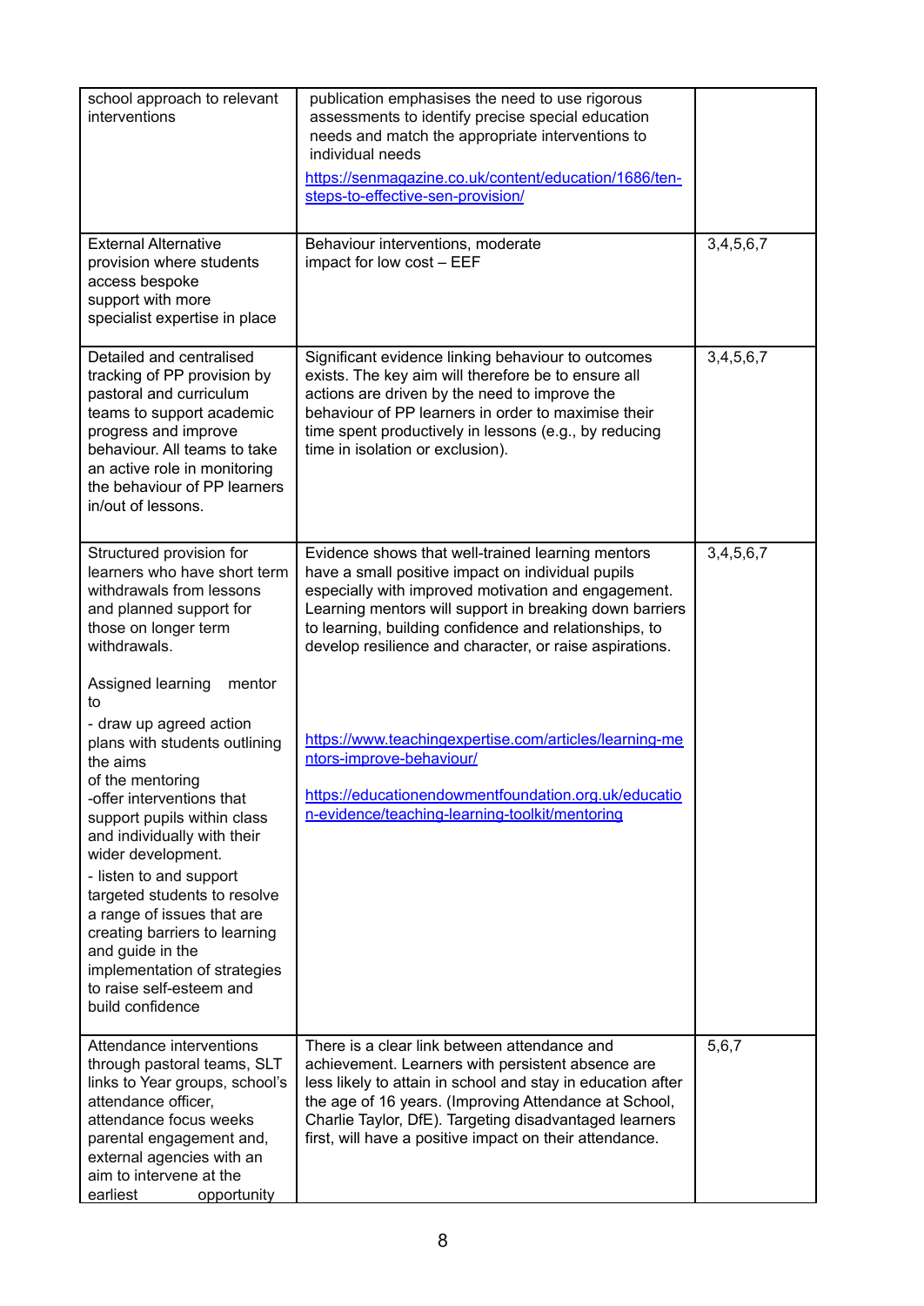| | | |
|---|---|---|
| school approach to relevant interventions | publication emphasises the need to use rigorous assessments to identify precise special education needs and match the appropriate interventions to individual needs<br><br>https://senmagazine.co.uk/content/education/1686/ten-steps-to-effective-sen-provision/ | |
| External Alternative provision where students access bespoke support with more specialist expertise in place | Behaviour interventions, moderate impact for low cost – EEF | 3,4,5,6,7 |
| Detailed and centralised tracking of PP provision by pastoral and curriculum teams to support academic progress and improve behaviour. All teams to take an active role in monitoring the behaviour of PP learners in/out of lessons. | Significant evidence linking behaviour to outcomes exists. The key aim will therefore be to ensure all actions are driven by the need to improve the behaviour of PP learners in order to maximise their time spent productively in lessons (e.g., by reducing time in isolation or exclusion). | 3,4,5,6,7 |
| Structured provision for learners who have short term withdrawals from lessons and planned support for those on longer term withdrawals.<br><br>Assigned learning mentor to<br>- draw up agreed action plans with students outlining the aims of the mentoring<br>-offer interventions that support pupils within class and individually with their wider development.<br>- listen to and support targeted students to resolve a range of issues that are creating barriers to learning and guide in the implementation of strategies to raise self-esteem and build confidence | Evidence shows that well-trained learning mentors have a small positive impact on individual pupils especially with improved motivation and engagement. Learning mentors will support in breaking down barriers to learning, building confidence and relationships, to develop resilience and character, or raise aspirations.<br><br>https://www.teachingexpertise.com/articles/learning-mentors-improve-behaviour/<br><br>https://educationendowmentfoundation.org.uk/education-evidence/teaching-learning-toolkit/mentoring | 3,4,5,6,7 |
| Attendance interventions through pastoral teams, SLT links to Year groups, school's attendance officer, attendance focus weeks parental engagement and, external agencies with an aim to intervene at the earliest opportunity | There is a clear link between attendance and achievement. Learners with persistent absence are less likely to attain in school and stay in education after the age of 16 years. (Improving Attendance at School, Charlie Taylor, DfE). Targeting disadvantaged learners first, will have a positive impact on their attendance. | 5,6,7 |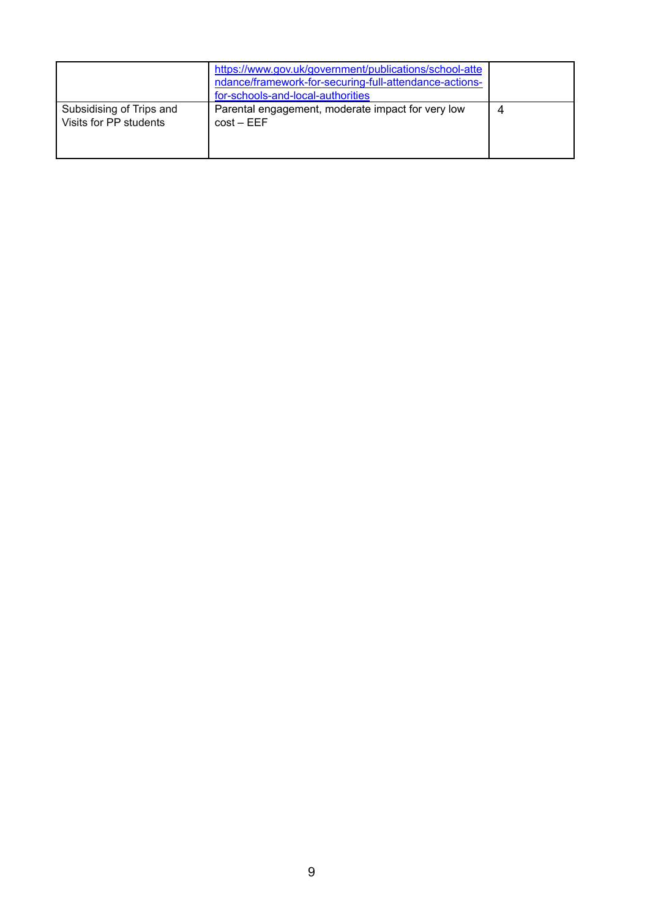| | | |
|---|---|---|
| | https://www.gov.uk/government/publications/school-attendance/framework-for-securing-full-attendance-actions-for-schools-and-local-authorities | |
| Subsidising of Trips and Visits for PP students | Parental engagement, moderate impact for very low cost – EEF | 4 |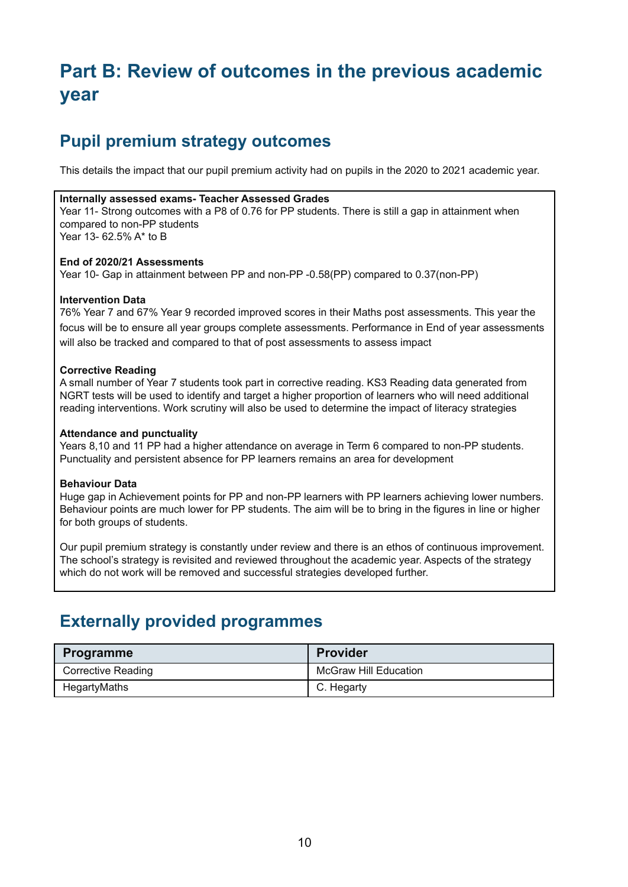# Part B: Review of outcomes in the previous academic year

## Pupil premium strategy outcomes

This details the impact that our pupil premium activity had on pupils in the 2020 to 2021 academic year.

**Internally assessed exams- Teacher Assessed Grades**
Year 11- Strong outcomes with a P8 of 0.76 for PP students. There is still a gap in attainment when compared to non-PP students
Year 13- 62.5% A* to B

**End of 2020/21 Assessments**
Year 10- Gap in attainment between PP and non-PP -0.58(PP) compared to 0.37(non-PP)

**Intervention Data**
76% Year 7 and 67% Year 9 recorded improved scores in their Maths post assessments. This year the focus will be to ensure all year groups complete assessments. Performance in End of year assessments will also be tracked and compared to that of post assessments to assess impact

**Corrective Reading**
A small number of Year 7 students took part in corrective reading. KS3 Reading data generated from NGRT tests will be used to identify and target a higher proportion of learners who will need additional reading interventions. Work scrutiny will also be used to determine the impact of literacy strategies

**Attendance and punctuality**
Years 8,10 and 11 PP had a higher attendance on average in Term 6 compared to non-PP students. Punctuality and persistent absence for PP learners remains an area for development

**Behaviour Data**
Huge gap in Achievement points for PP and non-PP learners with PP learners achieving lower numbers. Behaviour points are much lower for PP students. The aim will be to bring in the figures in line or higher for both groups of students.

Our pupil premium strategy is constantly under review and there is an ethos of continuous improvement. The school's strategy is revisited and reviewed throughout the academic year. Aspects of the strategy which do not work will be removed and successful strategies developed further.

## Externally provided programmes

| Programme | Provider |
|---|---|
| Corrective Reading | McGraw Hill Education |
| HegartyMaths | C. Hegarty |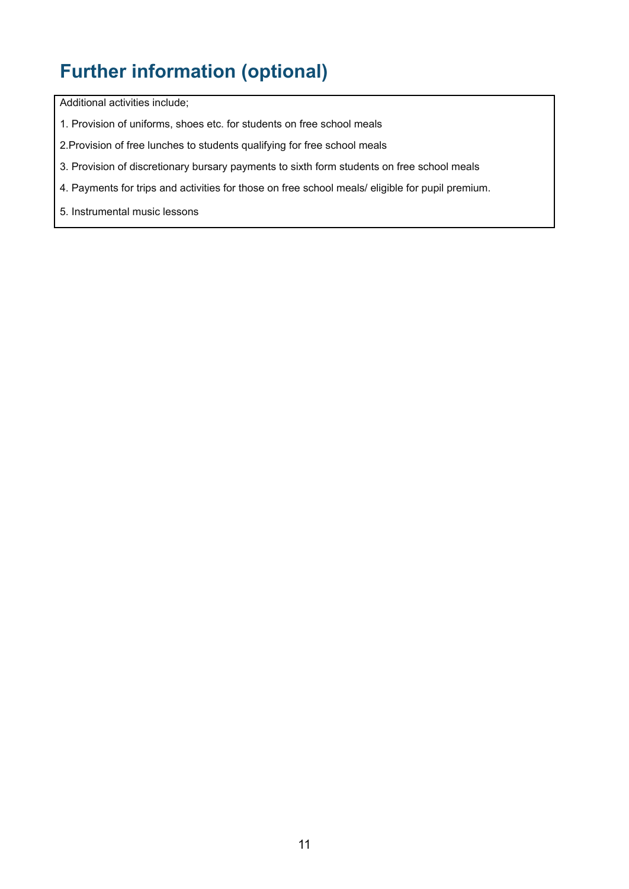## Further information (optional)

Additional activities include;

1. Provision of uniforms, shoes etc. for students on free school meals

2.Provision of free lunches to students qualifying for free school meals

3. Provision of discretionary bursary payments to sixth form students on free school meals

4. Payments for trips and activities for those on free school meals/ eligible for pupil premium.

5. Instrumental music lessons